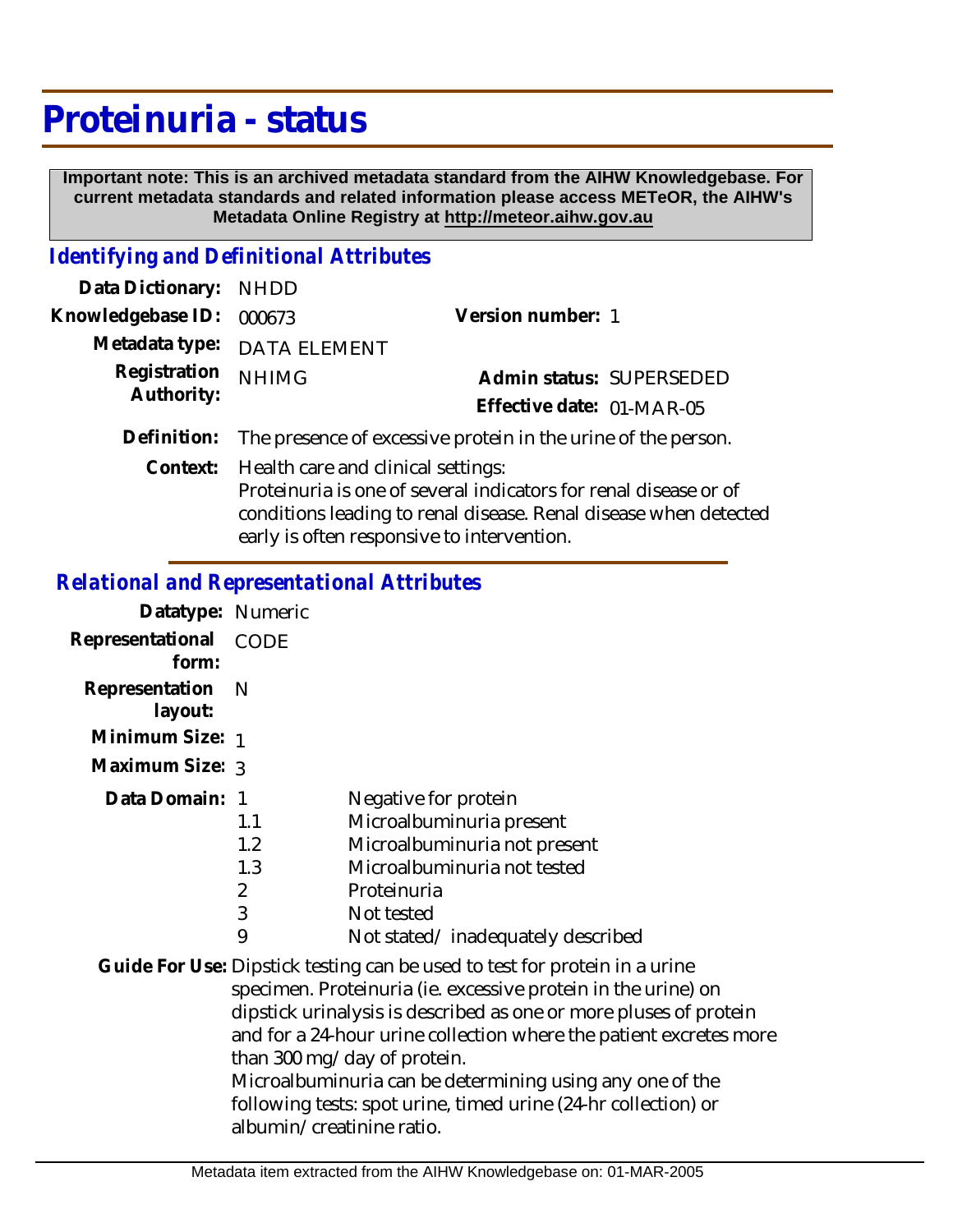# Proteinuria - status

**Important note: This is an archived metadata standard from the AIHW Knowledgebase. For current metadata standards and related information please access METeOR, the AIHW's Metadata Online Registry at http://meteor.aihw.gov.au**

## *Identifying and Definitional Attributes*

| | | | |
|---|---|---|---|
| **Data Dictionary:** | NHDD | | |
| **Knowledgebase ID:** | 000673 | **Version number:** | 1 |
| **Metadata type:** | DATA ELEMENT | | |
| **Registration Authority:** | NHIMG | **Admin status:** | SUPERSEDED |
| | | **Effective date:** | 01-MAR-05 |

**Definition:** The presence of excessive protein in the urine of the person.

**Context:** Health care and clinical settings:
Proteinuria is one of several indicators for renal disease or of conditions leading to renal disease. Renal disease when detected early is often responsive to intervention.

## *Relational and Representational Attributes*

**Datatype:** Numeric

**Representational form:** CODE

**Representation layout:** N

**Minimum Size:** 1

**Maximum Size:** 3

**Data Domain:**

| Code | Description |
|---|---|
| 1 | Negative for protein |
| 1.1 | Microalbuminuria present |
| 1.2 | Microalbuminuria not present |
| 1.3 | Microalbuminuria not tested |
| 2 | Proteinuria |
| 3 | Not tested |
| 9 | Not stated/ inadequately described |

**Guide For Use:** Dipstick testing can be used to test for protein in a urine specimen. Proteinuria (ie. excessive protein in the urine) on dipstick urinalysis is described as one or more pluses of protein and for a 24-hour urine collection where the patient excretes more than 300 mg/day of protein.
Microalbuminuria can be determining using any one of the following tests: spot urine, timed urine (24-hr collection) or albumin/creatinine ratio.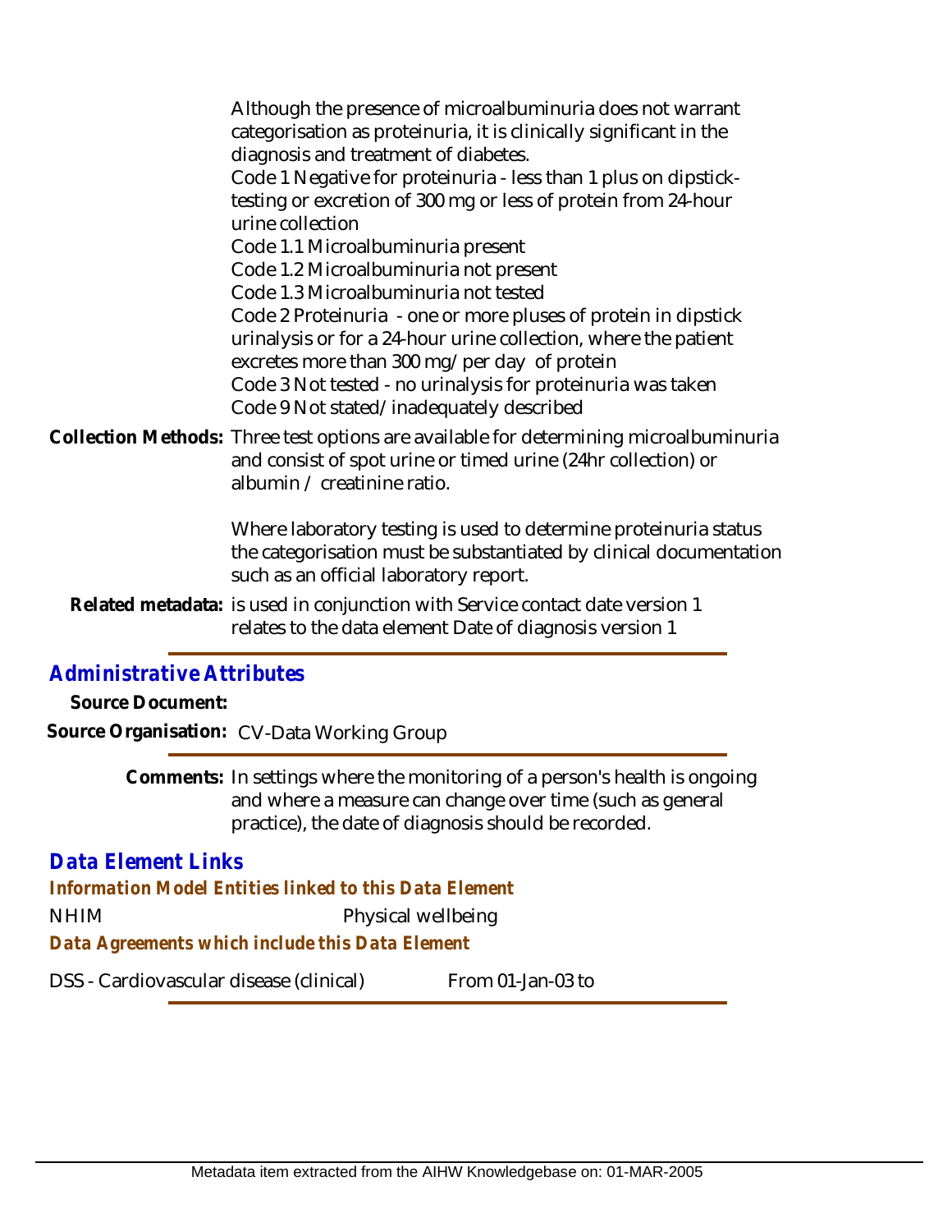Although the presence of microalbuminuria does not warrant categorisation as proteinuria, it is clinically significant in the diagnosis and treatment of diabetes.
Code 1 Negative for proteinuria - less than 1 plus on dipstick-testing or excretion of 300 mg or less of protein from 24-hour urine collection
Code 1.1 Microalbuminuria present
Code 1.2 Microalbuminuria not present
Code 1.3 Microalbuminuria not tested
Code 2 Proteinuria - one or more pluses of protein in dipstick urinalysis or for a 24-hour urine collection, where the patient excretes more than 300 mg/per day of protein
Code 3 Not tested - no urinalysis for proteinuria was taken
Code 9 Not stated/inadequately described

**Collection Methods:** Three test options are available for determining microalbuminuria and consist of spot urine or timed urine (24hr collection) or albumin / creatinine ratio.

Where laboratory testing is used to determine proteinuria status the categorisation must be substantiated by clinical documentation such as an official laboratory report.

**Related metadata:** is used in conjunction with Service contact date version 1
relates to the data element Date of diagnosis version 1

## Administrative Attributes

**Source Document:**

**Source Organisation:** CV-Data Working Group

**Comments:** In settings where the monitoring of a person's health is ongoing and where a measure can change over time (such as general practice), the date of diagnosis should be recorded.

## Data Element Links

### Information Model Entities linked to this Data Element

NHIM Physical wellbeing

### Data Agreements which include this Data Element

DSS - Cardiovascular disease (clinical) From 01-Jan-03 to

Metadata item extracted from the AIHW Knowledgebase on: 01-MAR-2005